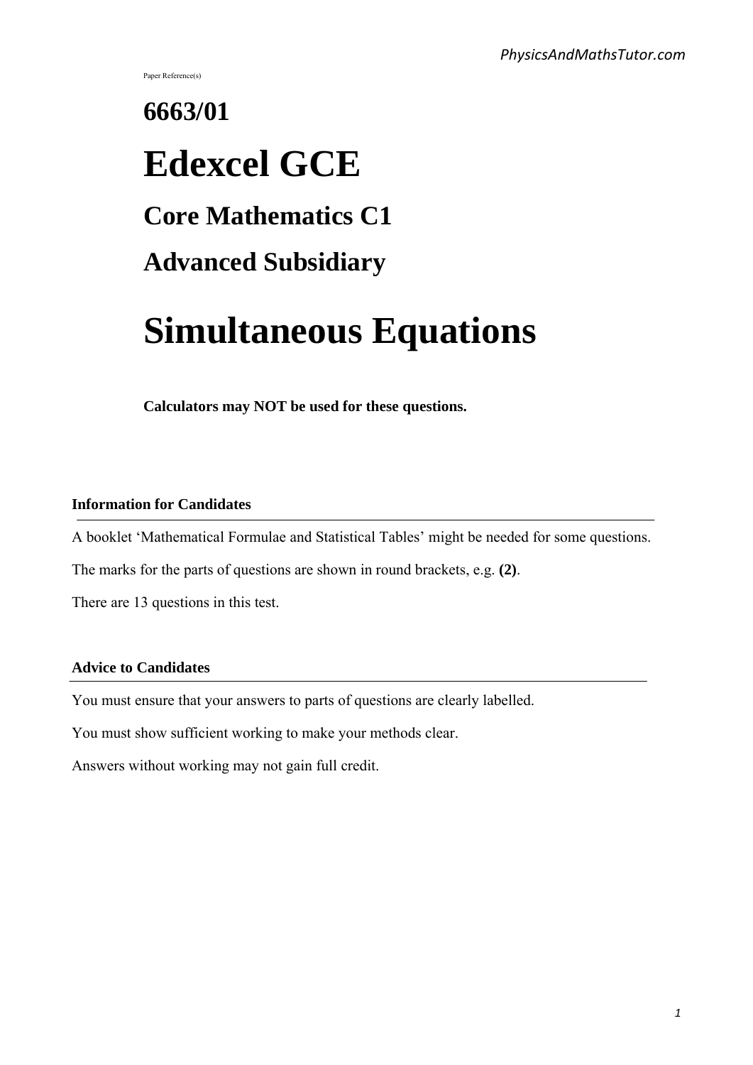Paper Reference(s)

# 6663/01

# Edexcel GCE

## Core Mathematics C1

## Advanced Subsidiary

# Simultaneous Equations

**Calculators may NOT be used for these questions.**

### Information for Candidates

A booklet 'Mathematical Formulae and Statistical Tables' might be needed for some questions.

The marks for the parts of questions are shown in round brackets, e.g. **(2)**.

There are 13 questions in this test.

### Advice to Candidates

You must ensure that your answers to parts of questions are clearly labelled.

You must show sufficient working to make your methods clear.

Answers without working may not gain full credit.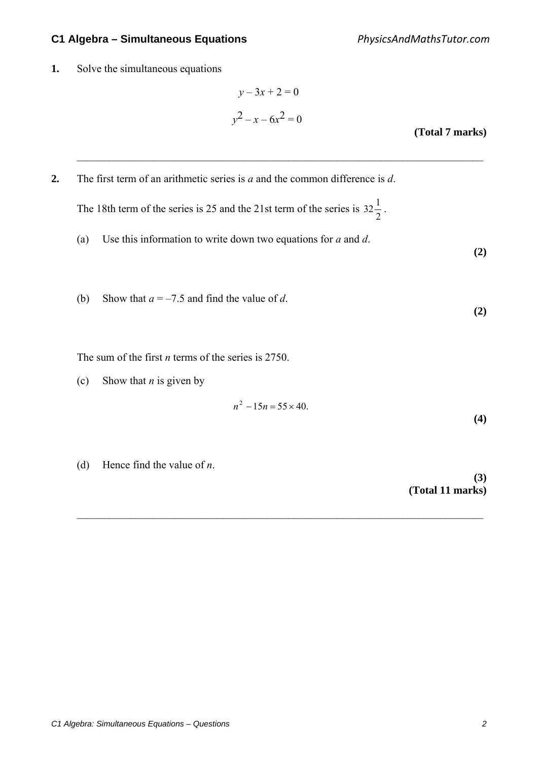**1.** Solve the simultaneous equations

$$y - 3x + 2 = 0$$

$$y^2 - x - 6x^2 = 0$$

**(Total 7 marks)**

---

**2.** The first term of an arithmetic series is $a$ and the common difference is $d$.

The 18th term of the series is 25 and the 21st term of the series is $32\frac{1}{2}$.

(a) Use this information to write down two equations for $a$ and $d$.

**(2)**

(b) Show that $a = -7.5$ and find the value of $d$.

**(2)**

The sum of the first $n$ terms of the series is 2750.

(c) Show that $n$ is given by

$$n^2 - 15n = 55 \times 40.$$

**(4)**

(d) Hence find the value of $n$.

**(3)**

**(Total 11 marks)**

---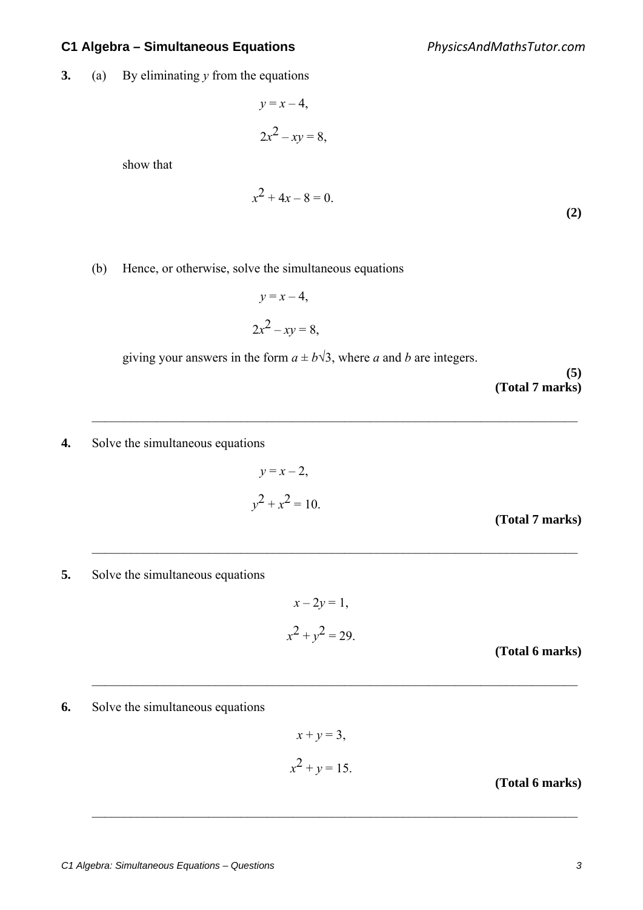**3.** (a) By eliminating $y$ from the equations

$$y = x - 4,$$

$$2x^2 - xy = 8,$$

show that

$$x^2 + 4x - 8 = 0.$$

**(2)**

(b) Hence, or otherwise, solve the simultaneous equations

$$y = x - 4,$$

$$2x^2 - xy = 8,$$

giving your answers in the form $a \pm b\sqrt{3}$, where $a$ and $b$ are integers.

**(5)**
**(Total 7 marks)**

---

**4.** Solve the simultaneous equations

$$y = x - 2,$$

$$y^2 + x^2 = 10.$$

**(Total 7 marks)**

---

**5.** Solve the simultaneous equations

$$x - 2y = 1,$$

$$x^2 + y^2 = 29.$$

**(Total 6 marks)**

---

**6.** Solve the simultaneous equations

$$x + y = 3,$$

$$x^2 + y = 15.$$

**(Total 6 marks)**

---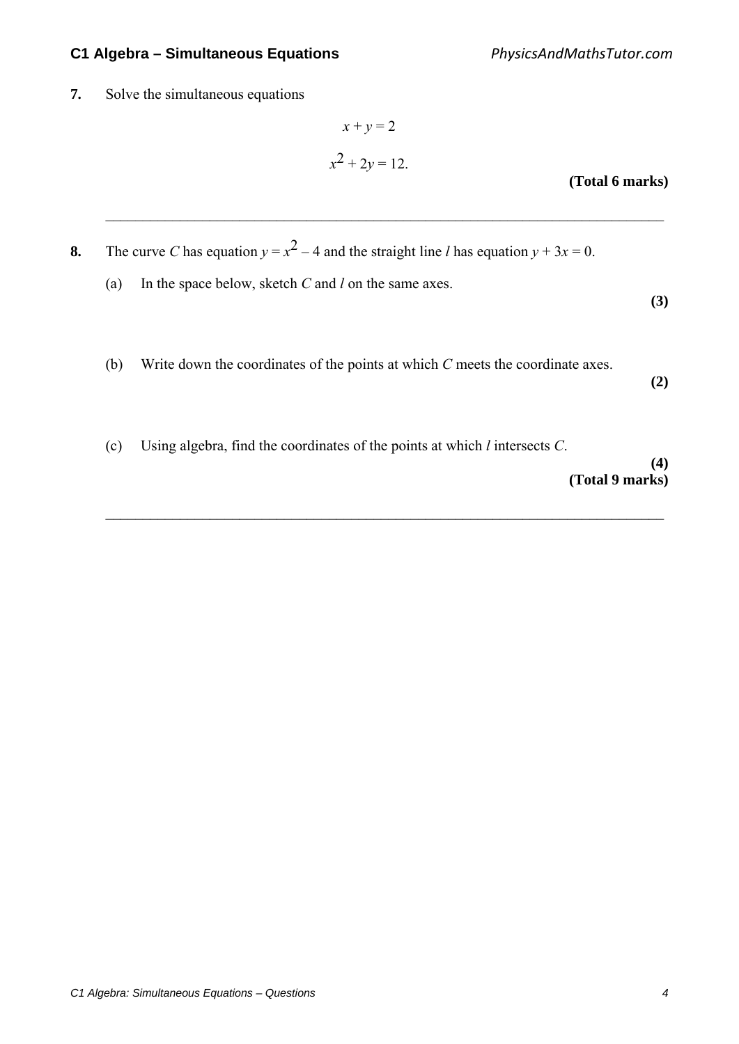**7.** Solve the simultaneous equations

$$x + y = 2$$

$$x^2 + 2y = 12.$$

**(Total 6 marks)**

---

**8.** The curve $C$ has equation $y = x^2 - 4$ and the straight line $l$ has equation $y + 3x = 0$.

(a) In the space below, sketch $C$ and $l$ on the same axes.

**(3)**

(b) Write down the coordinates of the points at which $C$ meets the coordinate axes.

**(2)**

(c) Using algebra, find the coordinates of the points at which $l$ intersects $C$.

**(4)**

**(Total 9 marks)**

---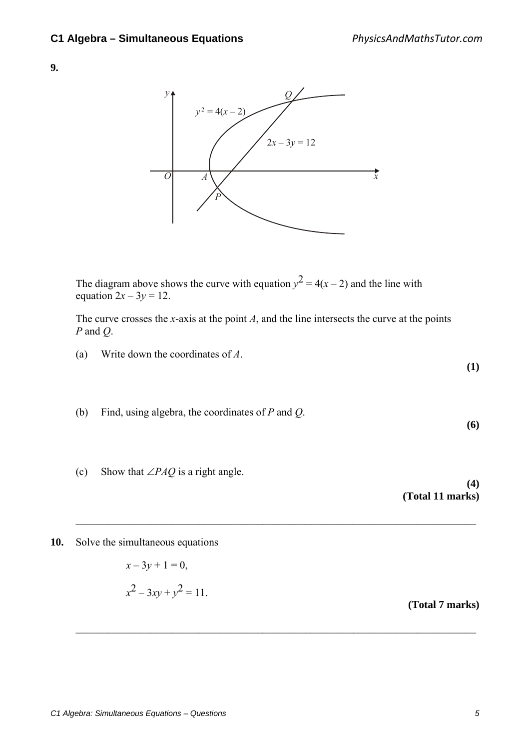**9.**

y
Q
$y^2 = 4(x - 2)$
$2x - 3y = 12$
O
A
x
P

The diagram above shows the curve with equation $y^2 = 4(x - 2)$ and the line with equation $2x - 3y = 12$.

The curve crosses the $x$-axis at the point $A$, and the line intersects the curve at the points $P$ and $Q$.

(a) Write down the coordinates of $A$.

**(1)**

(b) Find, using algebra, the coordinates of $P$ and $Q$.

**(6)**

(c) Show that $\angle PAQ$ is a right angle.

**(4)**
**(Total 11 marks)**

---

**10.** Solve the simultaneous equations

$$x - 3y + 1 = 0,$$

$$x^2 - 3xy + y^2 = 11.$$

**(Total 7 marks)**

---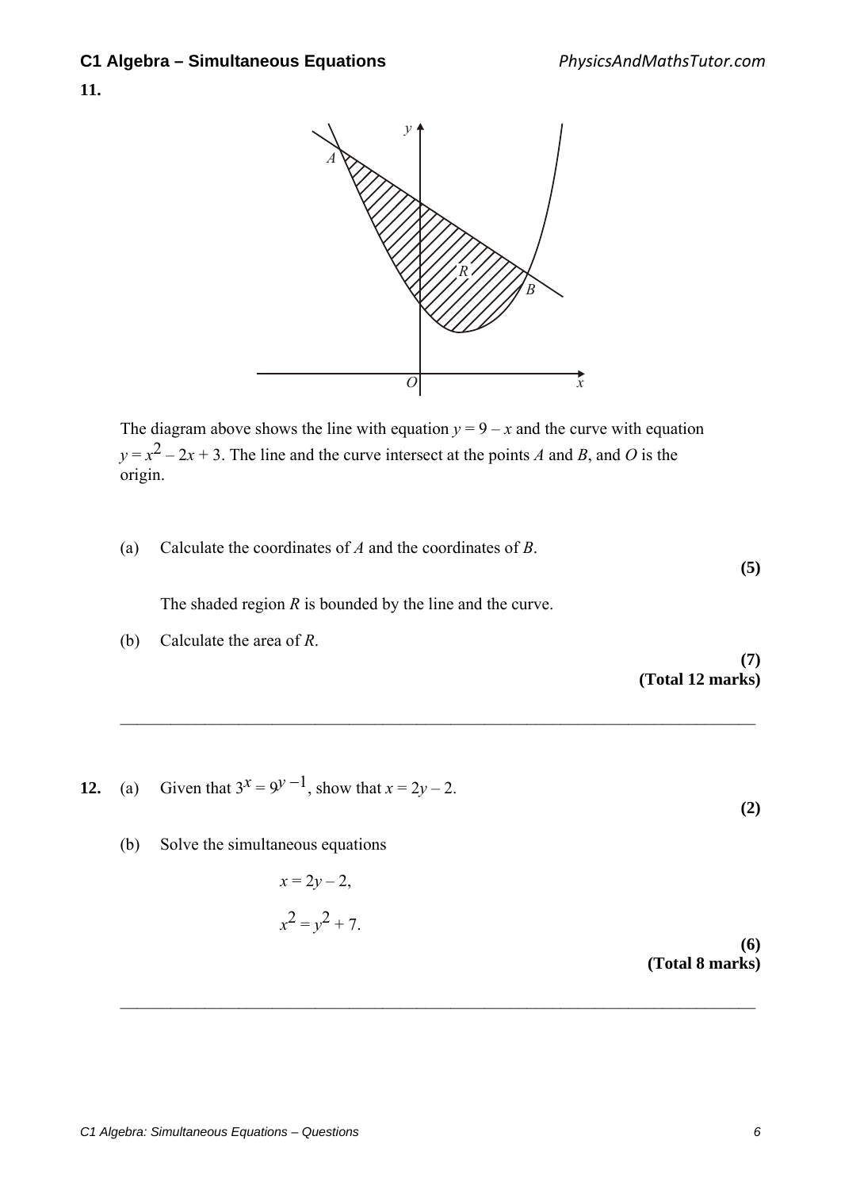**11.**

y

A

R

B

O

x

The diagram above shows the line with equation $y = 9 - x$ and the curve with equation $y = x^2 - 2x + 3$. The line and the curve intersect at the points $A$ and $B$, and $O$ is the origin.

(a) Calculate the coordinates of $A$ and the coordinates of $B$.
**(5)**

The shaded region $R$ is bounded by the line and the curve.

(b) Calculate the area of $R$.
**(7)**
**(Total 12 marks)**

---

**12.** (a) Given that $3^x = 9^{y-1}$, show that $x = 2y - 2$.
**(2)**

(b) Solve the simultaneous equations

$$x = 2y - 2,$$

$$x^2 = y^2 + 7.$$

**(6)**
**(Total 8 marks)**

---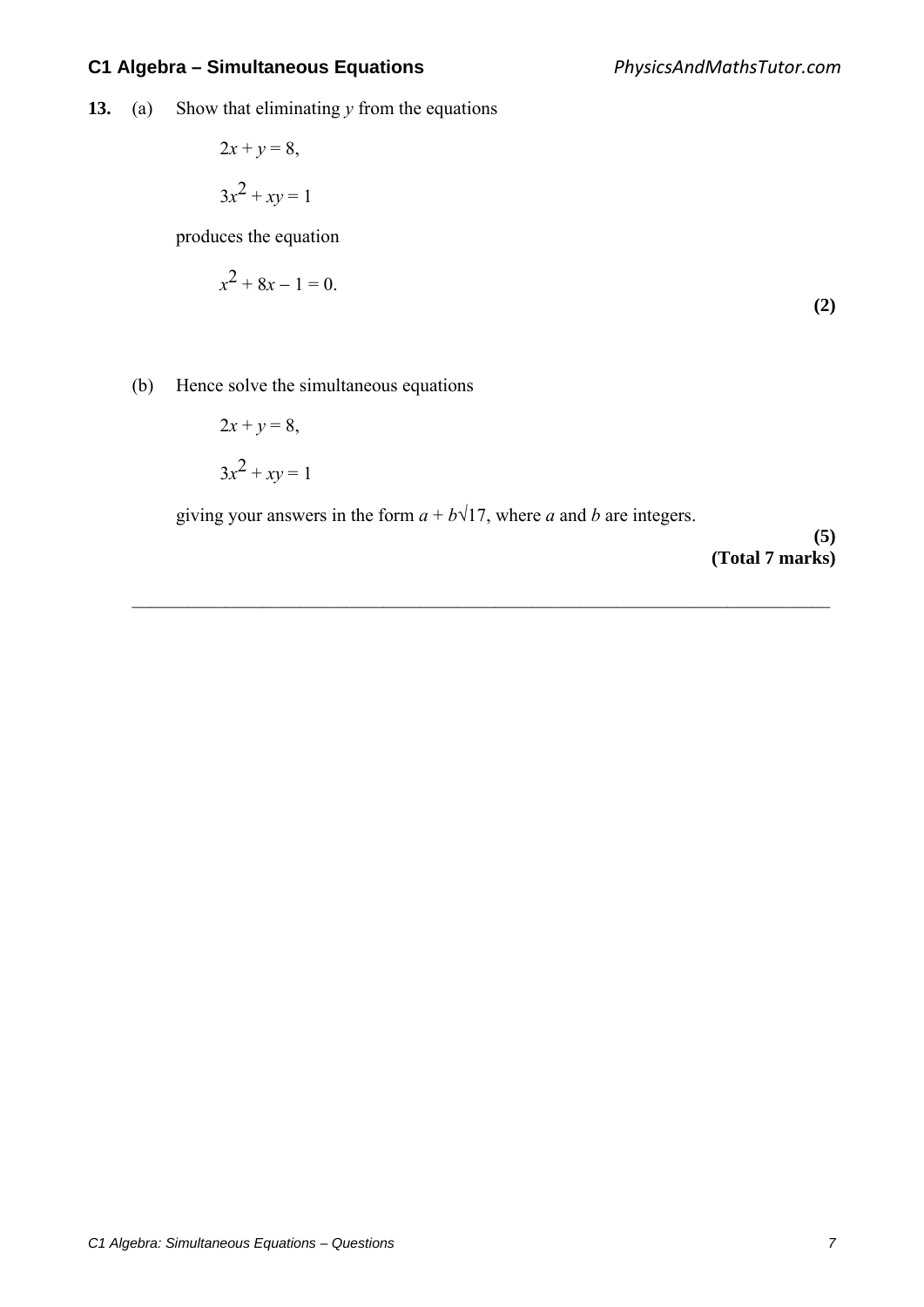**13.** (a) Show that eliminating $y$ from the equations

$$2x + y = 8,$$

$$3x^2 + xy = 1$$

produces the equation

$$x^2 + 8x - 1 = 0.$$

**(2)**

(b) Hence solve the simultaneous equations

$$2x + y = 8,$$

$$3x^2 + xy = 1$$

giving your answers in the form $a + b\sqrt{17}$, where $a$ and $b$ are integers.

**(5)**
**(Total 7 marks)**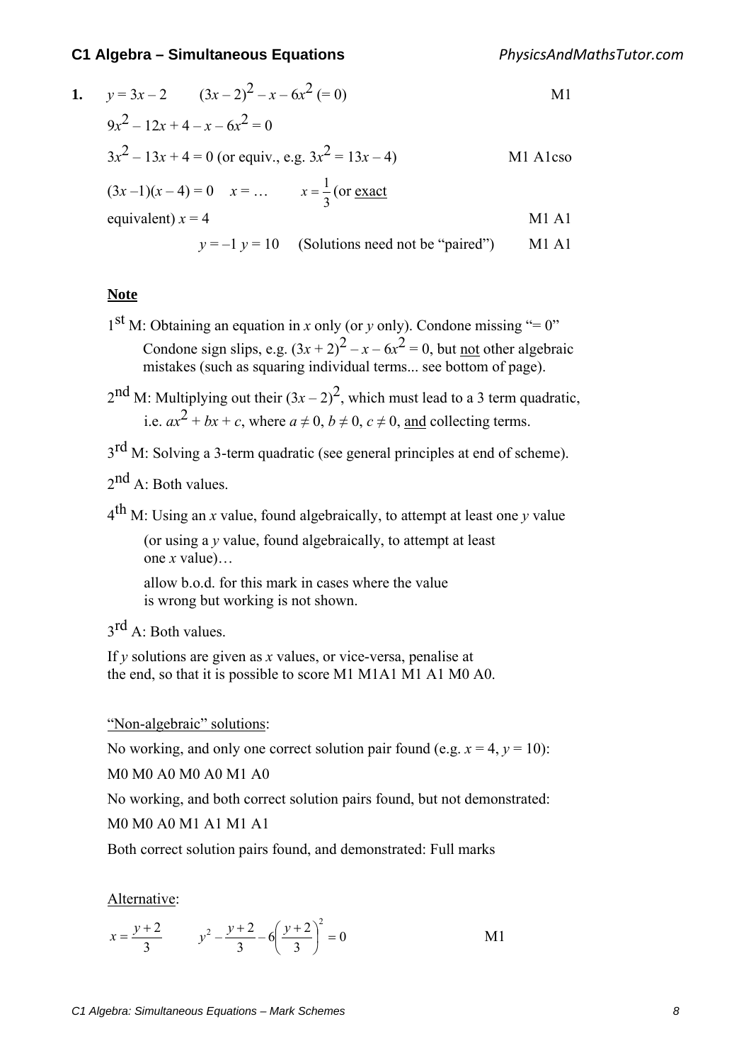**1.** $y = 3x - 2 \qquad (3x-2)^2 - x - 6x^2 \ (= 0)$ M1

$9x^2 - 12x + 4 - x - 6x^2 = 0$

$3x^2 - 13x + 4 = 0$ (or equiv., e.g. $3x^2 = 13x - 4$) M1 A1cso

$(3x-1)(x-4) = 0 \quad x = \ldots \qquad x = \frac{1}{3}$ (or exact equivalent) $x = 4$ M1 A1

$y = -1 \ y = 10$ (Solutions need not be "paired") M1 A1

**Note**

1st M: Obtaining an equation in $x$ only (or $y$ only). Condone missing "= 0"
Condone sign slips, e.g. $(3x+2)^2 - x - 6x^2 = 0$, but not other algebraic mistakes (such as squaring individual terms... see bottom of page).

2nd M: Multiplying out their $(3x-2)^2$, which must lead to a 3 term quadratic, i.e. $ax^2 + bx + c$, where $a \neq 0$, $b \neq 0$, $c \neq 0$, and collecting terms.

3rd M: Solving a 3-term quadratic (see general principles at end of scheme).

2nd A: Both values.

4th M: Using an $x$ value, found algebraically, to attempt at least one $y$ value (or using a $y$ value, found algebraically, to attempt at least one $x$ value)…

allow b.o.d. for this mark in cases where the value is wrong but working is not shown.

3rd A: Both values.

If $y$ solutions are given as $x$ values, or vice-versa, penalise at the end, so that it is possible to score M1 M1A1 M1 A1 M0 A0.

"Non-algebraic" solutions:

No working, and only one correct solution pair found (e.g. $x = 4$, $y = 10$):

M0 M0 A0 M0 A0 M1 A0

No working, and both correct solution pairs found, but not demonstrated:

M0 M0 A0 M1 A1 M1 A1

Both correct solution pairs found, and demonstrated: Full marks

Alternative:

$x = \frac{y+2}{3} \qquad y^2 - \frac{y+2}{3} - 6\left(\frac{y+2}{3}\right)^2 = 0$ M1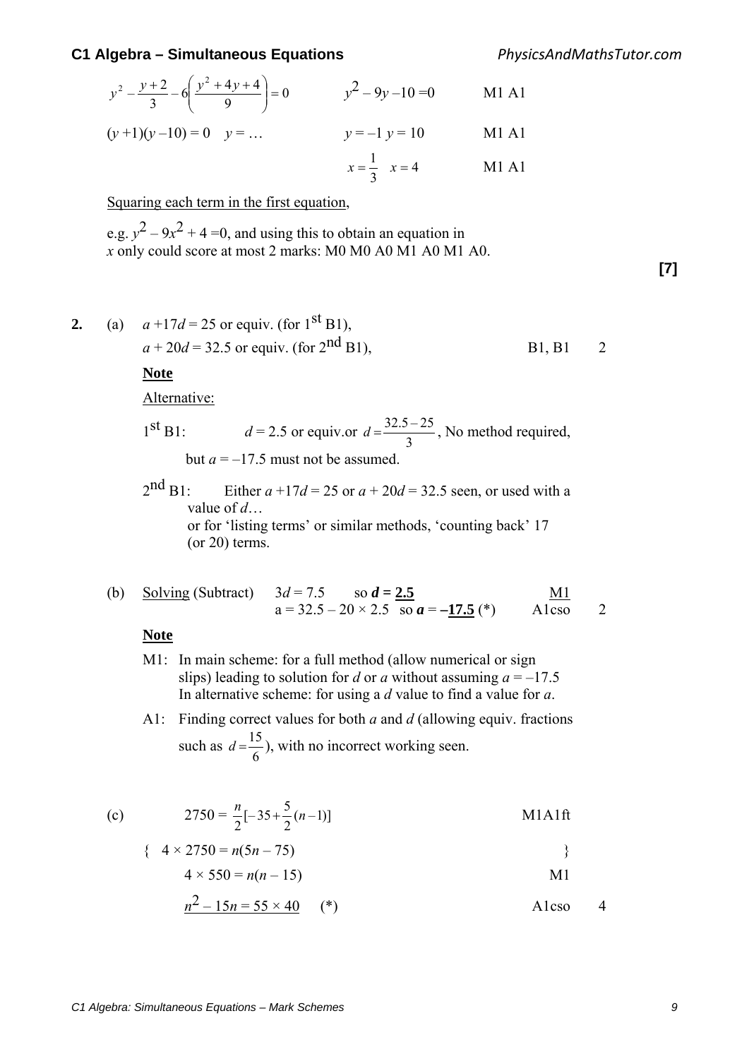$y^2 - \frac{y+2}{3} - 6\left(\frac{y^2+4y+4}{9}\right) = 0$ $\quad\quad$ $y^2 - 9y - 10 = 0$ $\quad\quad$ M1 A1

$(y+1)(y-10) = 0 \quad y = \ldots$ $\quad\quad$ $y = -1 \; y = 10$ $\quad\quad$ M1 A1

$x = \frac{1}{3} \quad x = 4$ $\quad\quad$ M1 A1

Squaring each term in the first equation,

e.g. $y^2 - 9x^2 + 4 = 0$, and using this to obtain an equation in $x$ only could score at most 2 marks: M0 M0 A0 M1 A0 M1 A0.

**[7]**

**2.** (a) $a + 17d = 25$ or equiv. (for 1st B1),

$a + 20d = 32.5$ or equiv. (for 2nd B1), $\quad\quad$ B1, B1 $\quad$ 2

**Note**

Alternative:

1st B1: $\quad d = 2.5$ or equiv.or $d = \frac{32.5 - 25}{3}$, No method required, but $a = -17.5$ must not be assumed.

2nd B1: $\quad$ Either $a + 17d = 25$ or $a + 20d = 32.5$ seen, or used with a value of $d$…
or for 'listing terms' or similar methods, 'counting back' 17 (or 20) terms.

(b) Solving (Subtract) $\quad 3d = 7.5 \quad$ so $\boldsymbol{d} = \mathbf{2.5}$ $\quad\quad$ M1

$a = 32.5 - 20 \times 2.5$ so $\boldsymbol{a} = \mathbf{-17.5}$ (*) $\quad\quad$ A1cso $\quad$ 2

**Note**

M1: In main scheme: for a full method (allow numerical or sign slips) leading to solution for $d$ or $a$ without assuming $a = -17.5$
In alternative scheme: for using a $d$ value to find a value for $a$.

A1: Finding correct values for both $a$ and $d$ (allowing equiv. fractions such as $d = \frac{15}{6}$), with no incorrect working seen.

(c) $2750 = \frac{n}{2}[-35 + \frac{5}{2}(n-1)]$ $\quad\quad$ M1A1ft

{ $4 \times 2750 = n(5n - 75)$ }

$4 \times 550 = n(n - 15)$ $\quad\quad$ M1

$n^2 - 15n = 55 \times 40$ $\quad$ (*) $\quad\quad$ A1cso $\quad$ 4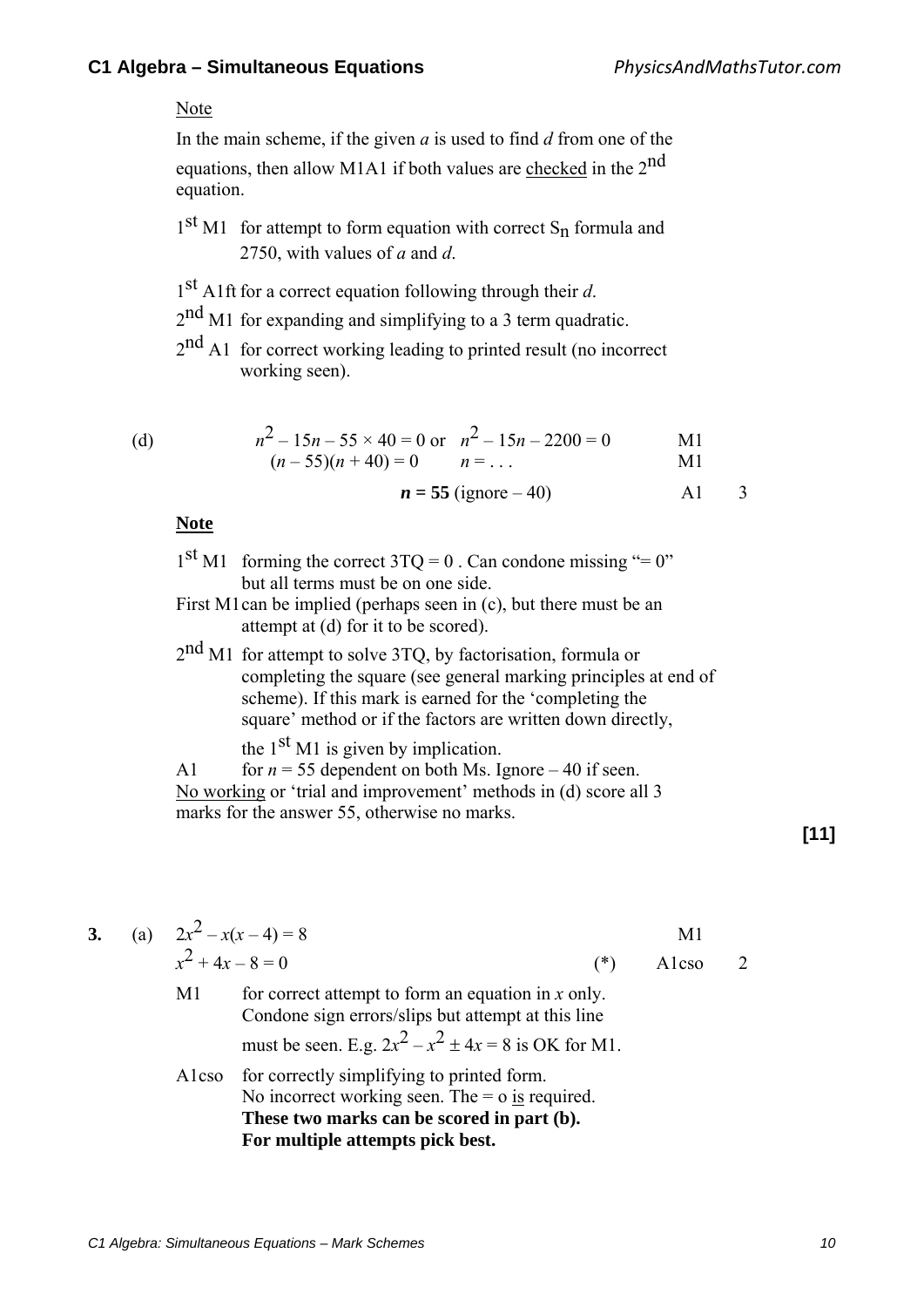Note

In the main scheme, if the given $a$ is used to find $d$ from one of the equations, then allow M1A1 if both values are <u>checked</u> in the 2nd equation.

1st M1 for attempt to form equation with correct $S_n$ formula and 2750, with values of $a$ and $d$.

1st A1ft for a correct equation following through their $d$.

2nd M1 for expanding and simplifying to a 3 term quadratic.

2nd A1 for correct working leading to printed result (no incorrect working seen).

(d) $n^2 - 15n - 55 \times 40 = 0$ or $n^2 - 15n - 2200 = 0$ M1

$(n - 55)(n + 40) = 0 \quad n = \ldots$ M1

$\boldsymbol{n = 55}$ (ignore $-40$) A1 3

**Note**

1st M1 forming the correct 3TQ = 0 . Can condone missing "= 0" but all terms must be on one side.

First M1 can be implied (perhaps seen in (c), but there must be an attempt at (d) for it to be scored).

2nd M1 for attempt to solve 3TQ, by factorisation, formula or completing the square (see general marking principles at end of scheme). If this mark is earned for the 'completing the square' method or if the factors are written down directly, the 1st M1 is given by implication.

A1 for $n = 55$ dependent on both Ms. Ignore $-40$ if seen.

<u>No working</u> or 'trial and improvement' methods in (d) score all 3 marks for the answer 55, otherwise no marks.

**[11]**

**3.** (a) $2x^2 - x(x - 4) = 8$ M1

$x^2 + 4x - 8 = 0$ (*) A1cso 2

M1 for correct attempt to form an equation in $x$ only. Condone sign errors/slips but attempt at this line must be seen. E.g. $2x^2 - x^2 \pm 4x = 8$ is OK for M1.

A1cso for correctly simplifying to printed form. No incorrect working seen. The = o <u>is</u> required.
**These two marks can be scored in part (b).**
**For multiple attempts pick best.**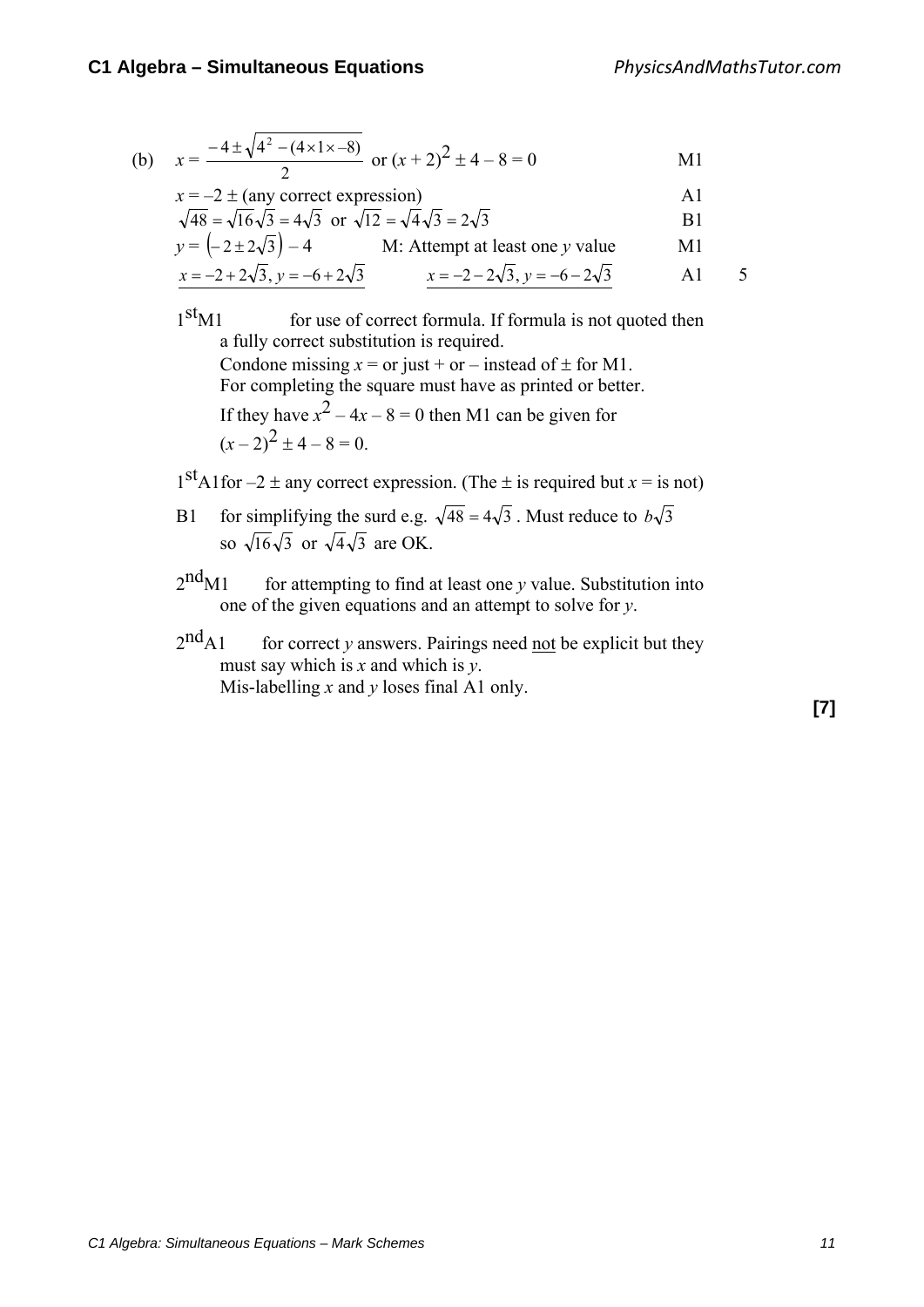(b) $x = \dfrac{-4 \pm \sqrt{4^2 - (4 \times 1 \times -8)}}{2}$ or $(x+2)^2 \pm 4 - 8 = 0$ M1

$x = -2 \pm$ (any correct expression) A1

$\sqrt{48} = \sqrt{16}\sqrt{3} = 4\sqrt{3}$ or $\sqrt{12} = \sqrt{4}\sqrt{3} = 2\sqrt{3}$ B1

$y = \left(-2 \pm 2\sqrt{3}\right) - 4$ M: Attempt at least one $y$ value M1

$x = -2 + 2\sqrt{3},\ y = -6 + 2\sqrt{3}$ $x = -2 - 2\sqrt{3},\ y = -6 - 2\sqrt{3}$ A1 5

1st M1 for use of correct formula. If formula is not quoted then a fully correct substitution is required.
Condone missing $x =$ or just + or – instead of $\pm$ for M1.
For completing the square must have as printed or better.
If they have $x^2 - 4x - 8 = 0$ then M1 can be given for $(x-2)^2 \pm 4 - 8 = 0$.

1st A1 for $-2 \pm$ any correct expression. (The $\pm$ is required but $x =$ is not)

B1 for simplifying the surd e.g. $\sqrt{48} = 4\sqrt{3}$ . Must reduce to $b\sqrt{3}$ so $\sqrt{16}\sqrt{3}$ or $\sqrt{4}\sqrt{3}$ are OK.

2nd M1 for attempting to find at least one $y$ value. Substitution into one of the given equations and an attempt to solve for $y$.

2nd A1 for correct $y$ answers. Pairings need not be explicit but they must say which is $x$ and which is $y$.
Mis-labelling $x$ and $y$ loses final A1 only.

**[7]**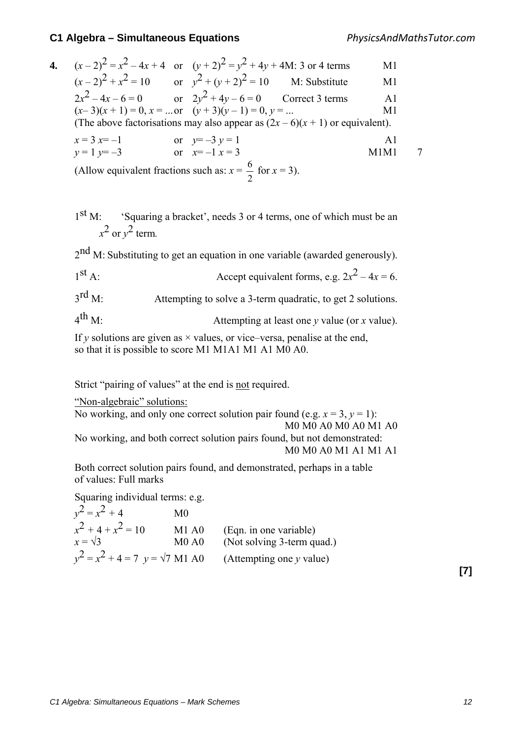**4.**

| | | | |
|---|---|---|---|
| $(x-2)^2 = x^2 - 4x + 4$ | or $(y+2)^2 = y^2 + 4y + 4$ | M: 3 or 4 terms | M1 |
| $(x-2)^2 + x^2 = 10$ | or $y^2 + (y+2)^2 = 10$ | M: Substitute | M1 |
| $2x^2 - 4x - 6 = 0$ | or $2y^2 + 4y - 6 = 0$ | Correct 3 terms | A1 |
| $(x-3)(x+1) = 0$, $x = ...$ | or $(y+3)(y-1) = 0$, $y = ...$ | | M1 |

(The above factorisations may also appear as $(2x-6)(x+1)$ or equivalent).

| | | | |
|---|---|---|---|
| $x = 3$ $x = -1$ | or $y = -3$ $y = 1$ | A1 | |
| $y = 1$ $y = -3$ | or $x = -1$ $x = 3$ | M1M1 | 7 |

(Allow equivalent fractions such as: $x = \frac{6}{2}$ for $x = 3$).

1st M: 'Squaring a bracket', needs 3 or 4 terms, one of which must be an $x^2$ or $y^2$ term.

2nd M: Substituting to get an equation in one variable (awarded generously).

1st A: Accept equivalent forms, e.g. $2x^2 - 4x = 6$.

3rd M: Attempting to solve a 3-term quadratic, to get 2 solutions.

4th M: Attempting at least one $y$ value (or $x$ value).

If $y$ solutions are given as $\times$ values, or vice–versa, penalise at the end, so that it is possible to score M1 M1A1 M1 A1 M0 A0.

Strict "pairing of values" at the end is not required.

"Non-algebraic" solutions:

No working, and only one correct solution pair found (e.g. $x = 3$, $y = 1$):
M0 M0 A0 M0 A0 M1 A0

No working, and both correct solution pairs found, but not demonstrated:
M0 M0 A0 M1 A1 M1 A1

Both correct solution pairs found, and demonstrated, perhaps in a table of values: Full marks

Squaring individual terms: e.g.

| | | |
|---|---|---|
| $y^2 = x^2 + 4$ | M0 | |
| $x^2 + 4 + x^2 = 10$ | M1 A0 | (Eqn. in one variable) |
| $x = \sqrt{3}$ | M0 A0 | (Not solving 3-term quad.) |
| $y^2 = x^2 + 4 = 7$ $y = \sqrt{7}$ | M1 A0 | (Attempting one $y$ value) |

**[7]**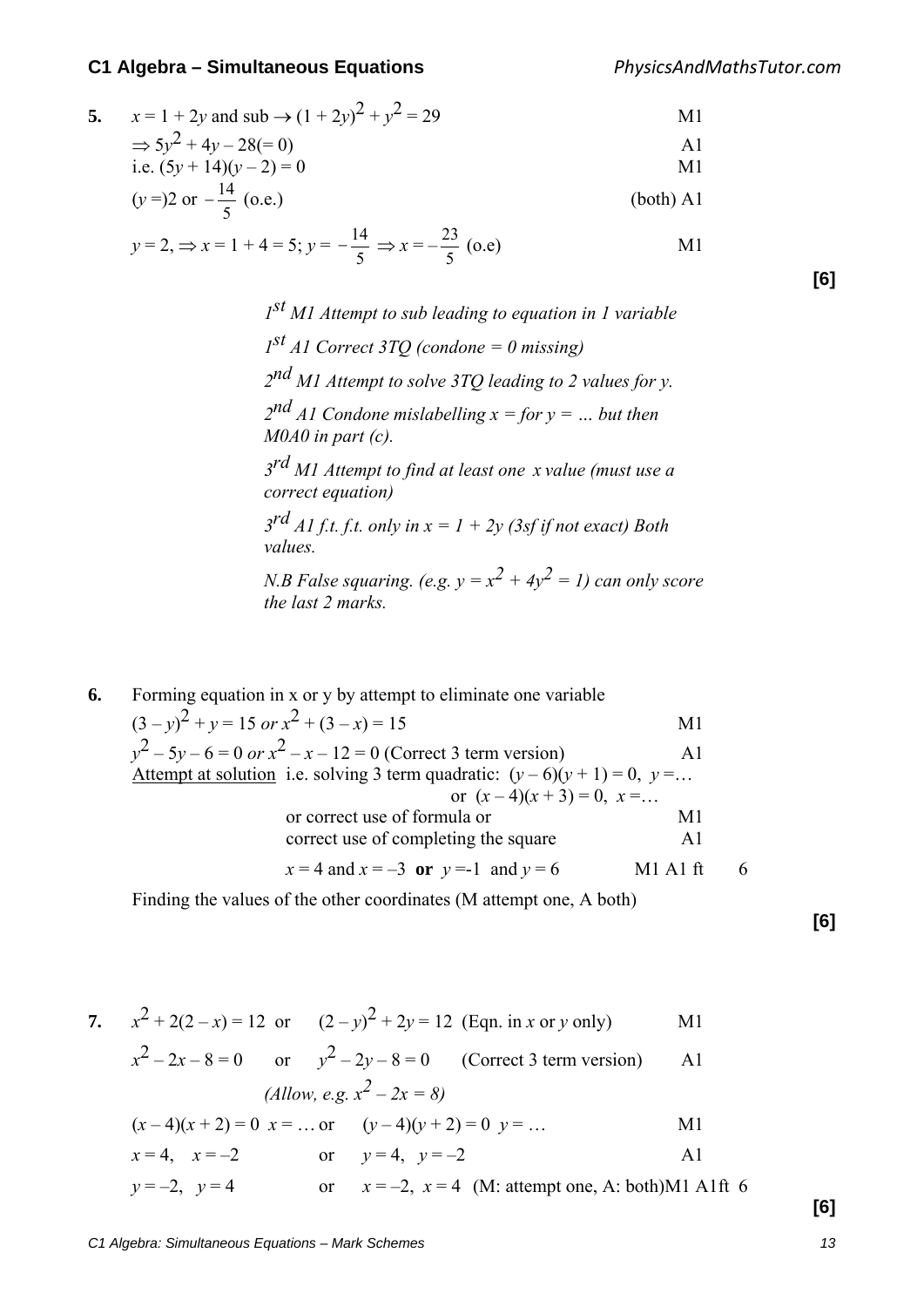**5.** $x = 1 + 2y$ and sub $\rightarrow (1 + 2y)^2 + y^2 = 29$ — M1

$\Rightarrow 5y^2 + 4y - 28 (= 0)$ — A1

i.e. $(5y + 14)(y - 2) = 0$ — M1

$(y =) 2$ or $-\frac{14}{5}$ (o.e.) — (both) A1

$y = 2, \Rightarrow x = 1 + 4 = 5$; $y = -\frac{14}{5} \Rightarrow x = -\frac{23}{5}$ (o.e) — M1

**[6]**

*1st M1 Attempt to sub leading to equation in 1 variable*

*1st A1 Correct 3TQ (condone = 0 missing)*

*2nd M1 Attempt to solve 3TQ leading to 2 values for y.*

*2nd A1 Condone mislabelling x = for y = … but then M0A0 in part (c).*

*3rd M1 Attempt to find at least one x value (must use a correct equation)*

*3rd A1 f.t. f.t. only in x = 1 + 2y (3sf if not exact) Both values.*

*N.B False squaring. (e.g. $y = x^2 + 4y^2 = 1$) can only score the last 2 marks.*

**6.** Forming equation in x or y by attempt to eliminate one variable

$(3 - y)^2 + y = 15$ *or* $x^2 + (3 - x) = 15$ — M1

$y^2 - 5y - 6 = 0$ *or* $x^2 - x - 12 = 0$ (Correct 3 term version) — A1

Attempt at solution i.e. solving 3 term quadratic: $(y - 6)(y + 1) = 0,\ y = \ldots$
or $(x - 4)(x + 3) = 0,\ x = \ldots$
or correct use of formula or — M1
correct use of completing the square — A1

$x = 4$ and $x = -3$ **or** $y = -1$ and $y = 6$ — M1 A1 ft — 6

Finding the values of the other coordinates (M attempt one, A both)

**[6]**

**7.** $x^2 + 2(2 - x) = 12$ or $(2 - y)^2 + 2y = 12$ (Eqn. in $x$ or $y$ only) — M1

$x^2 - 2x - 8 = 0$ or $y^2 - 2y - 8 = 0$ (Correct 3 term version) — A1

*(Allow, e.g. $x^2 - 2x = 8$)*

$(x - 4)(x + 2) = 0\ x = \ldots$ or $(y - 4)(y + 2) = 0\ y = \ldots$ — M1

$x = 4,\ x = -2$ or $y = 4,\ y = -2$ — A1

$y = -2,\ y = 4$ or $x = -2,\ x = 4$ (M: attempt one, A: both) — M1 A1ft — 6

**[6]**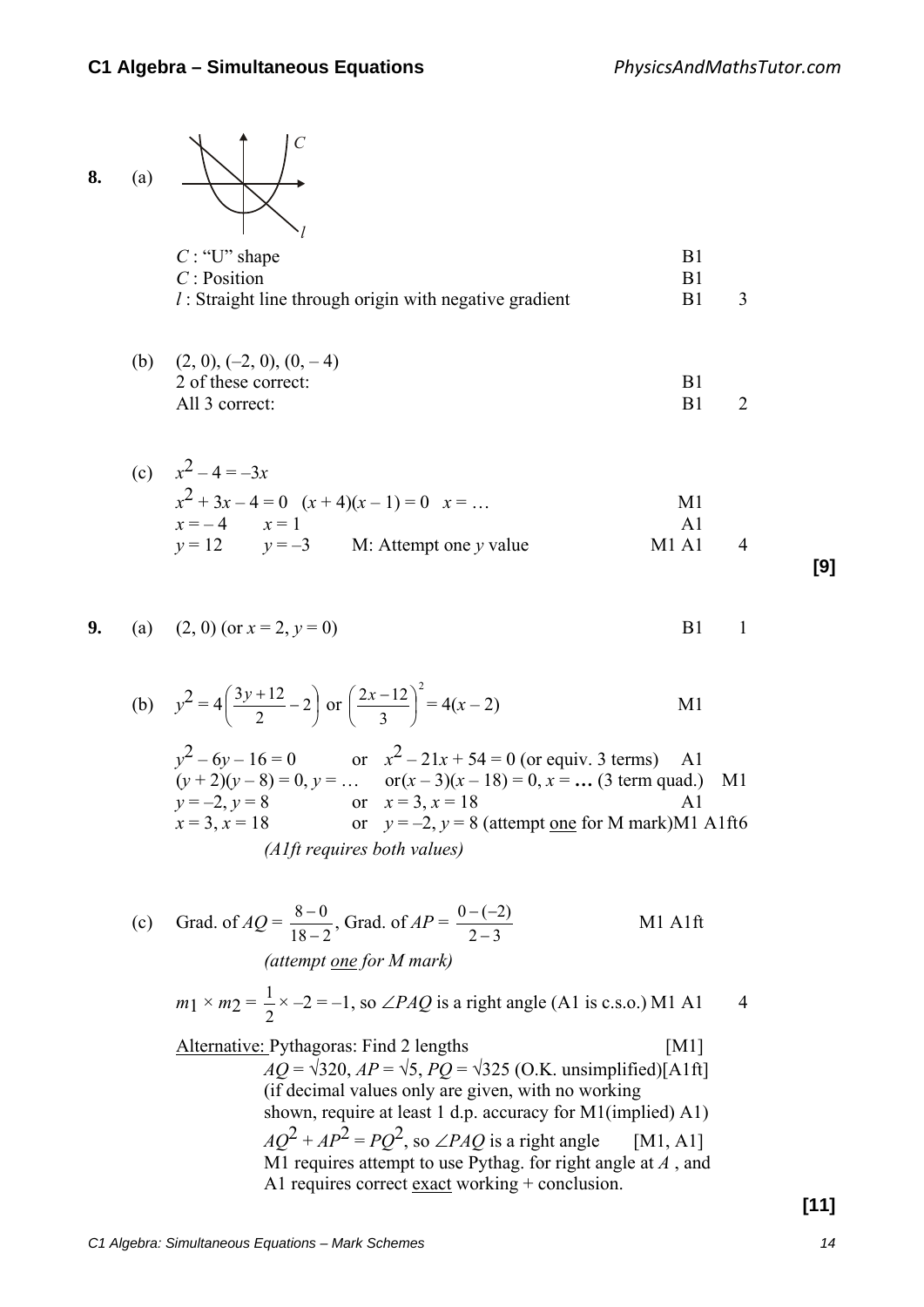**8.** (a)

C

l

| | | |
|---|---|---|
| $C$ : "U" shape | B1 | |
| $C$ : Position | B1 | |
| $l$ : Straight line through origin with negative gradient | B1 | 3 |

(b) $(2, 0), (-2, 0), (0, -4)$

| | | |
|---|---|---|
| 2 of these correct: | B1 | |
| All 3 correct: | B1 | 2 |

(c) $x^2 - 4 = -3x$

| | | |
|---|---|---|
| $x^2 + 3x - 4 = 0 \quad (x + 4)(x - 1) = 0 \quad x = \ldots$ | M1 | |
| $x = -4 \qquad x = 1$ | A1 | |
| $y = 12 \qquad y = -3$ M: Attempt one $y$ value | M1 A1 | 4 |

**[9]**

**9.** (a) $(2, 0)$ (or $x = 2, y = 0$) B1 1

(b) $y^2 = 4\left(\frac{3y+12}{2} - 2\right)$ or $\left(\frac{2x-12}{3}\right)^2 = 4(x-2)$ M1

$y^2 - 6y - 16 = 0$ or $x^2 - 21x + 54 = 0$ (or equiv. 3 terms) A1

$(y + 2)(y - 8) = 0, y = \ldots$ or $(x - 3)(x - 18) = 0, x = \ldots$ (3 term quad.) M1

$y = -2, y = 8$ or $x = 3, x = 18$ A1

$x = 3, x = 18$ or $y = -2, y = 8$ (attempt one for M mark) M1 A1ft 6

*(A1ft requires both values)*

(c) Grad. of $AQ = \frac{8-0}{18-2}$, Grad. of $AP = \frac{0-(-2)}{2-3}$ M1 A1ft

*(attempt one for M mark)*

$m_1 \times m_2 = \frac{1}{2} \times -2 = -1$, so $\angle PAQ$ is a right angle (A1 is c.s.o.) M1 A1 4

Alternative: Pythagoras: Find 2 lengths [M1]

$AQ = \sqrt{320}$, $AP = \sqrt{5}$, $PQ = \sqrt{325}$ (O.K. unsimplified)[A1ft]

(if decimal values only are given, with no working shown, require at least 1 d.p. accuracy for M1(implied) A1)

$AQ^2 + AP^2 = PQ^2$, so $\angle PAQ$ is a right angle [M1, A1]

M1 requires attempt to use Pythag. for right angle at $A$ , and A1 requires correct exact working + conclusion.

**[11]**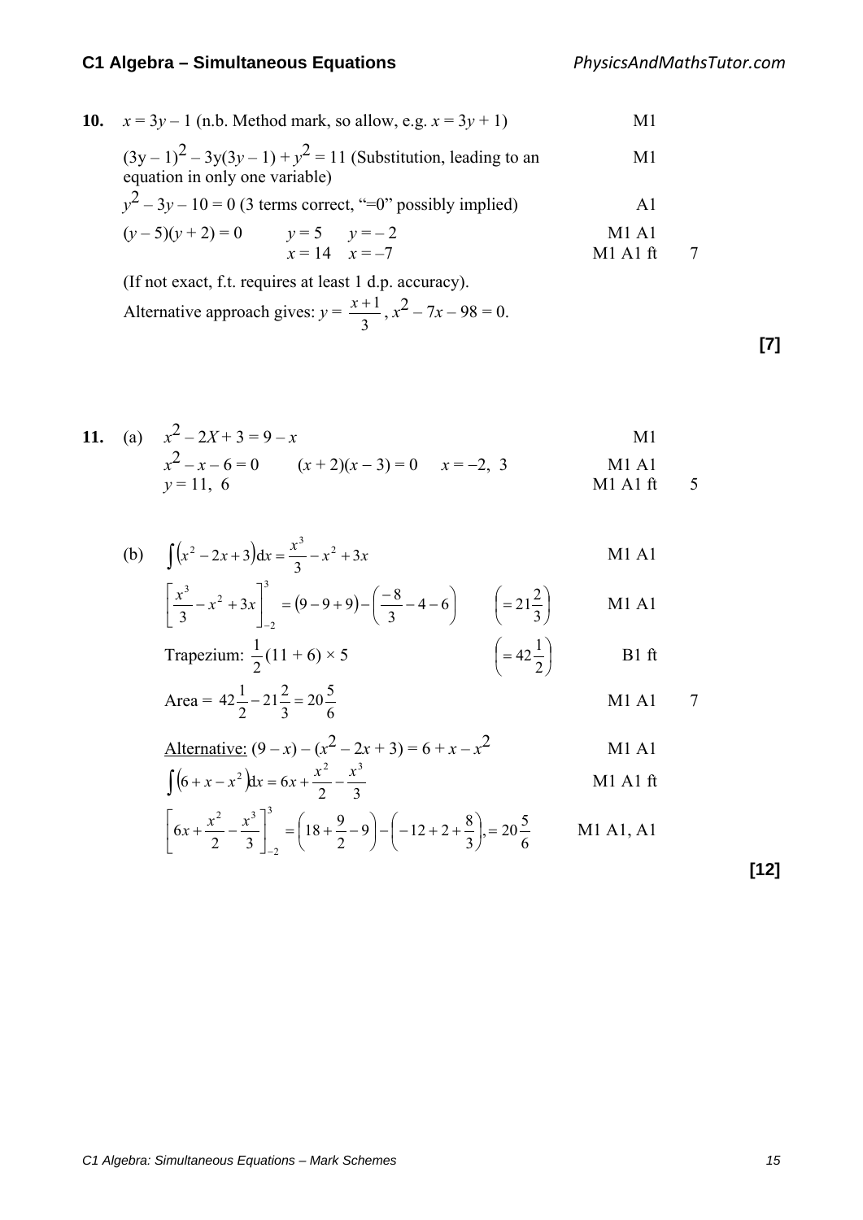**10.** $x = 3y - 1$ (n.b. Method mark, so allow, e.g. $x = 3y + 1$) M1

$(3y - 1)^2 - 3y(3y - 1) + y^2 = 11$ (Substitution, leading to an equation in only one variable) M1

$y^2 - 3y - 10 = 0$ (3 terms correct, "=0" possibly implied) A1

$(y - 5)(y + 2) = 0$ $\quad y = 5 \quad y = -2$ M1 A1

$\quad x = 14 \quad x = -7$ M1 A1 ft 7

(If not exact, f.t. requires at least 1 d.p. accuracy).

Alternative approach gives: $y = \dfrac{x+1}{3}$, $x^2 - 7x - 98 = 0$.

**[7]**

**11.** (a) $x^2 - 2X + 3 = 9 - x$ M1

$x^2 - x - 6 = 0 \qquad (x + 2)(x - 3) = 0 \qquad x = -2,\ 3$ M1 A1

$y = 11,\ 6$ M1 A1 ft 5

(b) $\int (x^2 - 2x + 3)\,dx = \dfrac{x^3}{3} - x^2 + 3x$ M1 A1

$\left[\dfrac{x^3}{3} - x^2 + 3x\right]_{-2}^{3} = (9 - 9 + 9) - \left(\dfrac{-8}{3} - 4 - 6\right) \qquad \left(= 21\dfrac{2}{3}\right)$ M1 A1

Trapezium: $\dfrac{1}{2}(11 + 6) \times 5 \qquad \left(= 42\dfrac{1}{2}\right)$ B1 ft

Area $= 42\dfrac{1}{2} - 21\dfrac{2}{3} = 20\dfrac{5}{6}$ M1 A1 7

<u>Alternative:</u> $(9 - x) - (x^2 - 2x + 3) = 6 + x - x^2$ M1 A1

$\int (6 + x - x^2)\,dx = 6x + \dfrac{x^2}{2} - \dfrac{x^3}{3}$ M1 A1 ft

$\left[6x + \dfrac{x^2}{2} - \dfrac{x^3}{3}\right]_{-2}^{3} = \left(18 + \dfrac{9}{2} - 9\right) - \left(-12 + 2 + \dfrac{8}{3}\right), = 20\dfrac{5}{6}$ M1 A1, A1

**[12]**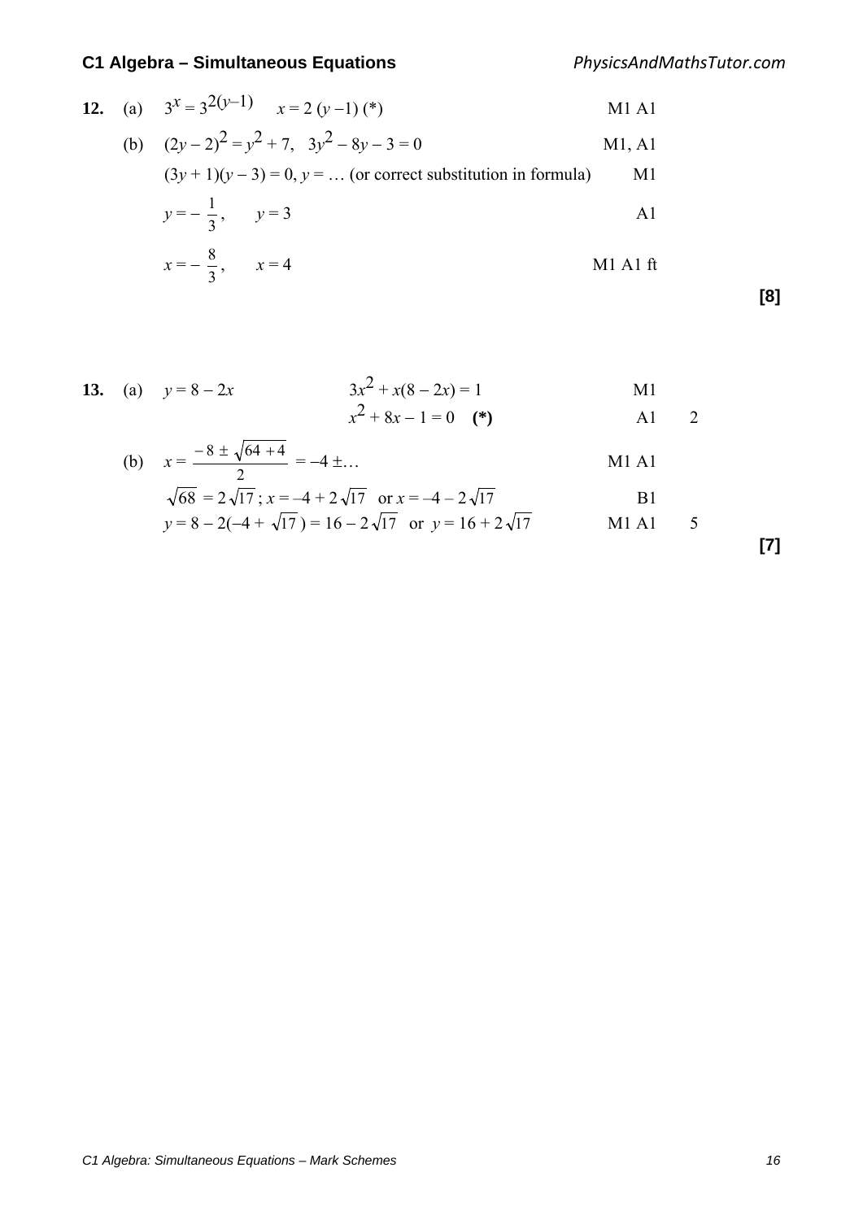**12.** (a) $3^x = 3^{2(y-1)}$ $\quad x = 2(y-1)$ (*) M1 A1

(b) $(2y-2)^2 = y^2 + 7$, $\quad 3y^2 - 8y - 3 = 0$ M1, A1

$(3y+1)(y-3) = 0$, $y = \ldots$ (or correct substitution in formula) M1

$y = -\frac{1}{3}$, $\quad y = 3$ A1

$x = -\frac{8}{3}$, $\quad x = 4$ M1 A1 ft

**[8]**

**13.** (a) $y = 8 - 2x$ $\quad 3x^2 + x(8-2x) = 1$ M1

$x^2 + 8x - 1 = 0$ **(*)** A1 2

(b) $x = \frac{-8 \pm \sqrt{64+4}}{2} = -4 \pm \ldots$ M1 A1

$\sqrt{68} = 2\sqrt{17}$; $x = -4 + 2\sqrt{17}$ or $x = -4 - 2\sqrt{17}$ B1

$y = 8 - 2(-4 + \sqrt{17}) = 16 - 2\sqrt{17}$ or $y = 16 + 2\sqrt{17}$ M1 A1 5

**[7]**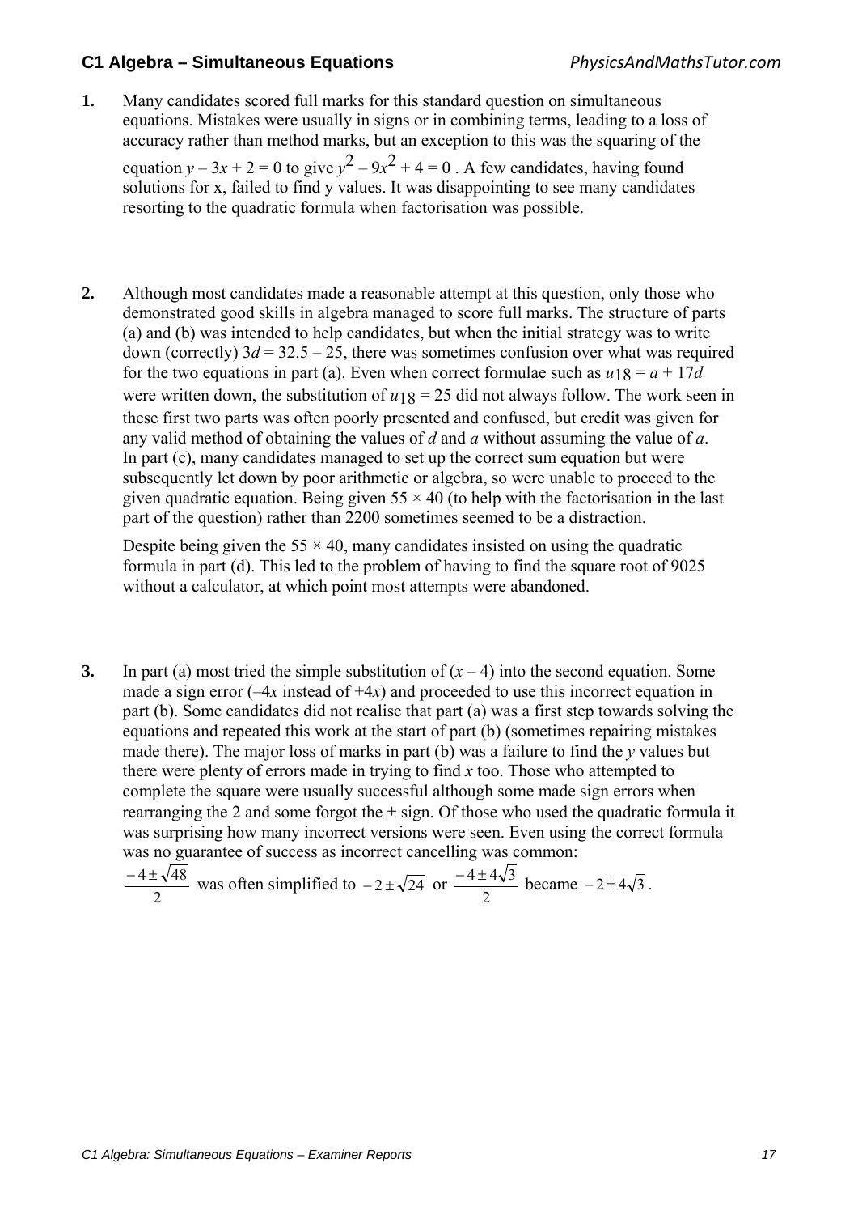1. Many candidates scored full marks for this standard question on simultaneous equations. Mistakes were usually in signs or in combining terms, leading to a loss of accuracy rather than method marks, but an exception to this was the squaring of the equation $y - 3x + 2 = 0$ to give $y^2 - 9x^2 + 4 = 0$ . A few candidates, having found solutions for x, failed to find y values. It was disappointing to see many candidates resorting to the quadratic formula when factorisation was possible.

2. Although most candidates made a reasonable attempt at this question, only those who demonstrated good skills in algebra managed to score full marks. The structure of parts (a) and (b) was intended to help candidates, but when the initial strategy was to write down (correctly) $3d = 32.5 - 25$, there was sometimes confusion over what was required for the two equations in part (a). Even when correct formulae such as $u_{18} = a + 17d$ were written down, the substitution of $u_{18} = 25$ did not always follow. The work seen in these first two parts was often poorly presented and confused, but credit was given for any valid method of obtaining the values of $d$ and $a$ without assuming the value of $a$. In part (c), many candidates managed to set up the correct sum equation but were subsequently let down by poor arithmetic or algebra, so were unable to proceed to the given quadratic equation. Being given $55 \times 40$ (to help with the factorisation in the last part of the question) rather than 2200 sometimes seemed to be a distraction.

   Despite being given the $55 \times 40$, many candidates insisted on using the quadratic formula in part (d). This led to the problem of having to find the square root of 9025 without a calculator, at which point most attempts were abandoned.

3. In part (a) most tried the simple substitution of $(x - 4)$ into the second equation. Some made a sign error ($-4x$ instead of $+4x$) and proceeded to use this incorrect equation in part (b). Some candidates did not realise that part (a) was a first step towards solving the equations and repeated this work at the start of part (b) (sometimes repairing mistakes made there). The major loss of marks in part (b) was a failure to find the $y$ values but there were plenty of errors made in trying to find $x$ too. Those who attempted to complete the square were usually successful although some made sign errors when rearranging the 2 and some forgot the $\pm$ sign. Of those who used the quadratic formula it was surprising how many incorrect versions were seen. Even using the correct formula was no guarantee of success as incorrect cancelling was common: $\frac{-4 \pm \sqrt{48}}{2}$ was often simplified to $-2 \pm \sqrt{24}$ or $\frac{-4 \pm 4\sqrt{3}}{2}$ became $-2 \pm 4\sqrt{3}$ .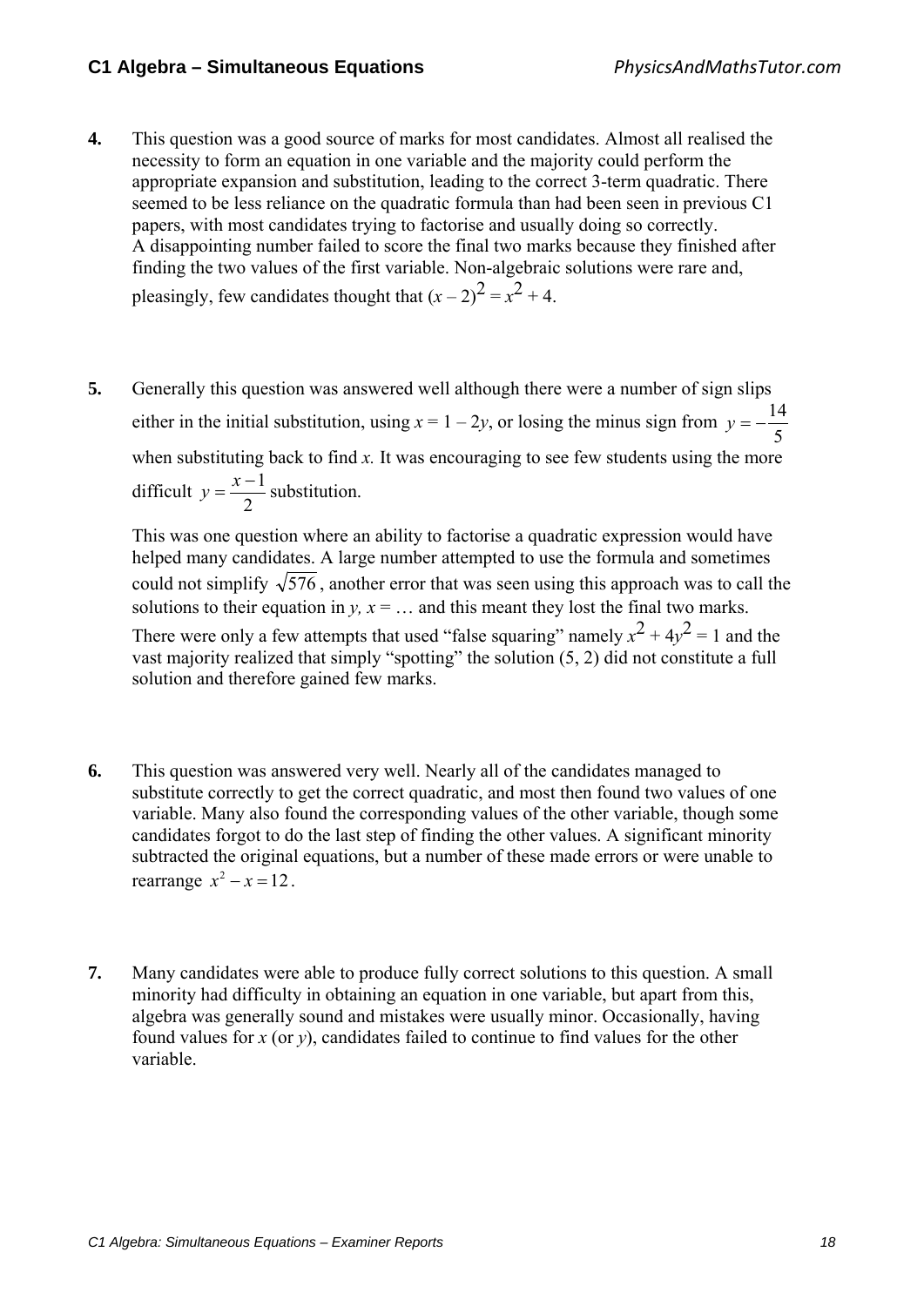**4.** This question was a good source of marks for most candidates. Almost all realised the necessity to form an equation in one variable and the majority could perform the appropriate expansion and substitution, leading to the correct 3-term quadratic. There seemed to be less reliance on the quadratic formula than had been seen in previous C1 papers, with most candidates trying to factorise and usually doing so correctly. A disappointing number failed to score the final two marks because they finished after finding the two values of the first variable. Non-algebraic solutions were rare and, pleasingly, few candidates thought that $(x – 2)^2 = x^2 + 4$.

**5.** Generally this question was answered well although there were a number of sign slips either in the initial substitution, using $x = 1 – 2y$, or losing the minus sign from $y = -\frac{14}{5}$ when substituting back to find $x$. It was encouraging to see few students using the more difficult $y = \frac{x-1}{2}$ substitution.

This was one question where an ability to factorise a quadratic expression would have helped many candidates. A large number attempted to use the formula and sometimes could not simplify $\sqrt{576}$, another error that was seen using this approach was to call the solutions to their equation in $y$, $x = \ldots$ and this meant they lost the final two marks. There were only a few attempts that used "false squaring" namely $x^2 + 4y^2 = 1$ and the vast majority realized that simply "spotting" the solution (5, 2) did not constitute a full solution and therefore gained few marks.

**6.** This question was answered very well. Nearly all of the candidates managed to substitute correctly to get the correct quadratic, and most then found two values of one variable. Many also found the corresponding values of the other variable, though some candidates forgot to do the last step of finding the other values. A significant minority subtracted the original equations, but a number of these made errors or were unable to rearrange $x^2 - x = 12$.

**7.** Many candidates were able to produce fully correct solutions to this question. A small minority had difficulty in obtaining an equation in one variable, but apart from this, algebra was generally sound and mistakes were usually minor. Occasionally, having found values for $x$ (or $y$), candidates failed to continue to find values for the other variable.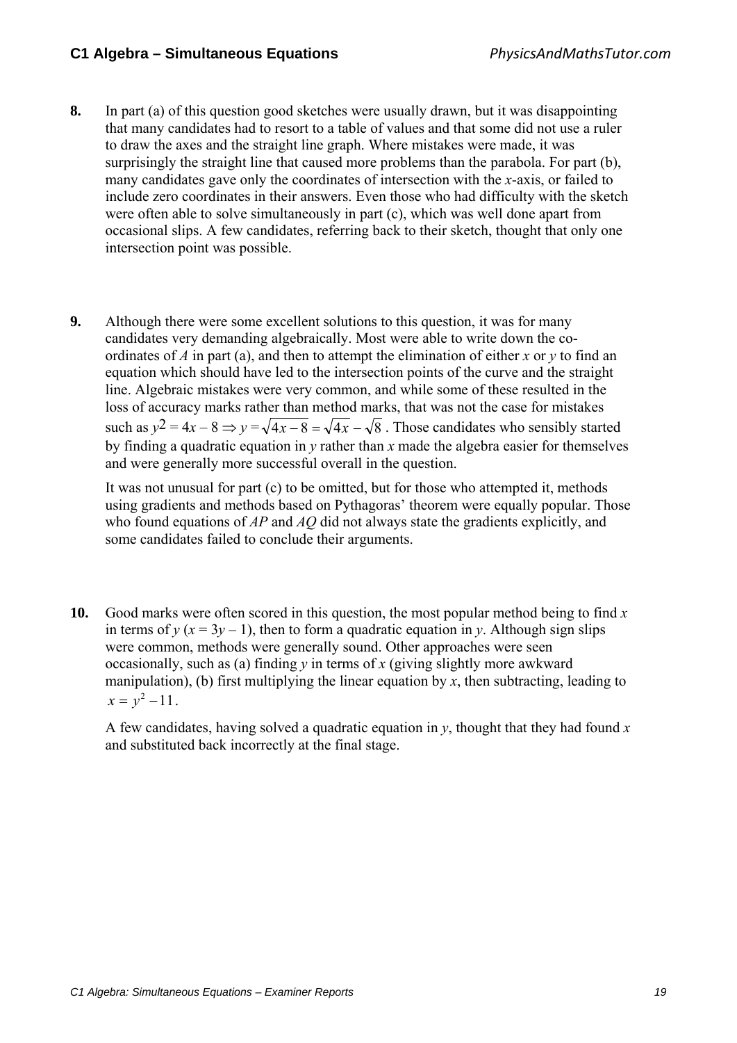**8.** In part (a) of this question good sketches were usually drawn, but it was disappointing that many candidates had to resort to a table of values and that some did not use a ruler to draw the axes and the straight line graph. Where mistakes were made, it was surprisingly the straight line that caused more problems than the parabola. For part (b), many candidates gave only the coordinates of intersection with the *x*-axis, or failed to include zero coordinates in their answers. Even those who had difficulty with the sketch were often able to solve simultaneously in part (c), which was well done apart from occasional slips. A few candidates, referring back to their sketch, thought that only one intersection point was possible.

**9.** Although there were some excellent solutions to this question, it was for many candidates very demanding algebraically. Most were able to write down the co-ordinates of *A* in part (a), and then to attempt the elimination of either $x$ or $y$ to find an equation which should have led to the intersection points of the curve and the straight line. Algebraic mistakes were very common, and while some of these resulted in the loss of accuracy marks rather than method marks, that was not the case for mistakes such as $y^2 = 4x - 8 \Rightarrow y = \sqrt{4x-8} = \sqrt{4x} - \sqrt{8}$ . Those candidates who sensibly started by finding a quadratic equation in $y$ rather than $x$ made the algebra easier for themselves and were generally more successful overall in the question.

It was not unusual for part (c) to be omitted, but for those who attempted it, methods using gradients and methods based on Pythagoras' theorem were equally popular. Those who found equations of *AP* and *AQ* did not always state the gradients explicitly, and some candidates failed to conclude their arguments.

**10.** Good marks were often scored in this question, the most popular method being to find $x$ in terms of $y$ ($x = 3y - 1$), then to form a quadratic equation in $y$. Although sign slips were common, methods were generally sound. Other approaches were seen occasionally, such as (a) finding $y$ in terms of $x$ (giving slightly more awkward manipulation), (b) first multiplying the linear equation by $x$, then subtracting, leading to $x = y^2 - 11$.

A few candidates, having solved a quadratic equation in $y$, thought that they had found $x$ and substituted back incorrectly at the final stage.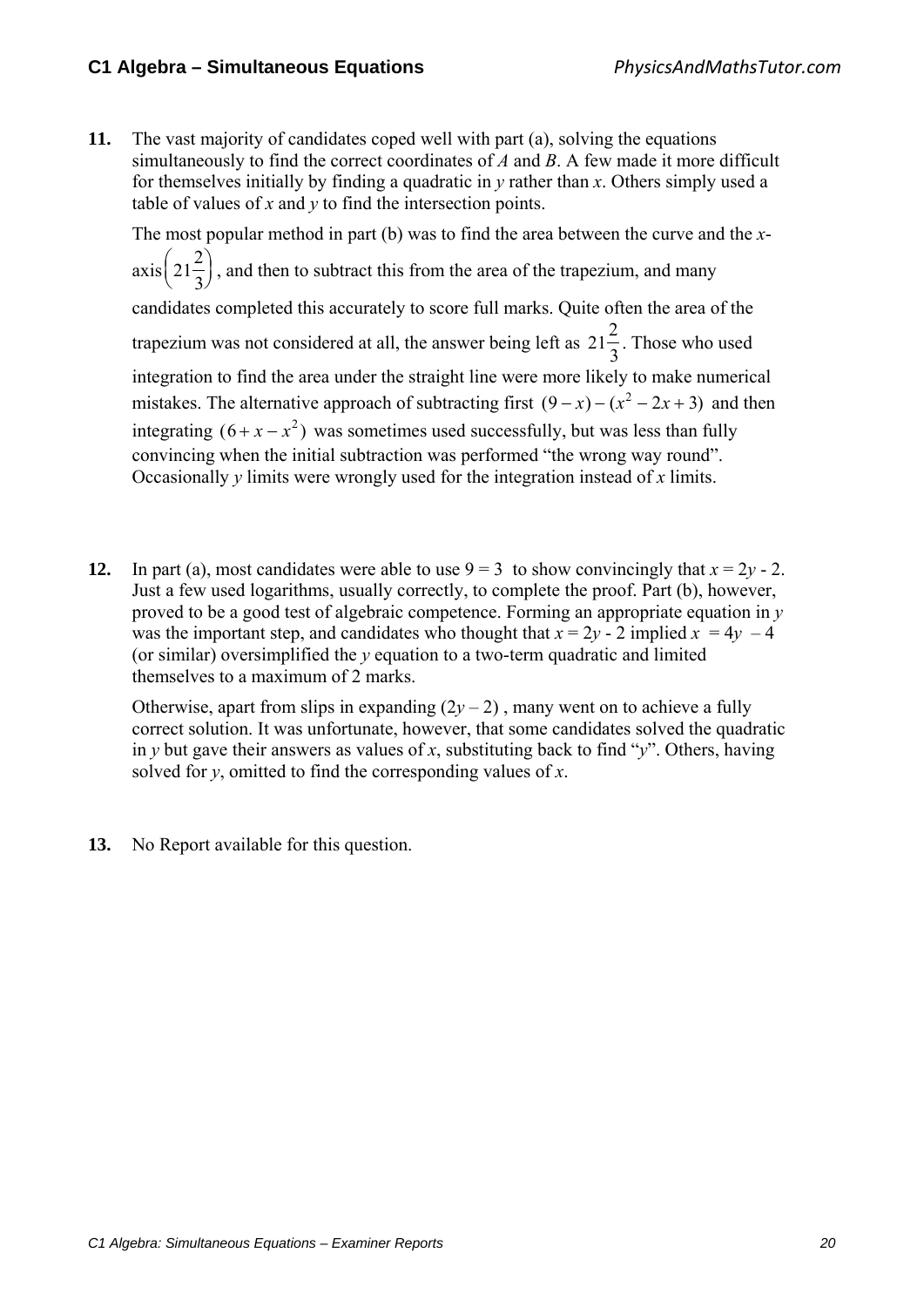**11.** The vast majority of candidates coped well with part (a), solving the equations simultaneously to find the correct coordinates of *A* and *B*. A few made it more difficult for themselves initially by finding a quadratic in *y* rather than *x*. Others simply used a table of values of *x* and *y* to find the intersection points.

The most popular method in part (b) was to find the area between the curve and the *x*-axis $\left(21\frac{2}{3}\right)$, and then to subtract this from the area of the trapezium, and many candidates completed this accurately to score full marks. Quite often the area of the trapezium was not considered at all, the answer being left as $21\frac{2}{3}$. Those who used integration to find the area under the straight line were more likely to make numerical mistakes. The alternative approach of subtracting first $(9-x)-(x^2-2x+3)$ and then integrating $(6+x-x^2)$ was sometimes used successfully, but was less than fully convincing when the initial subtraction was performed "the wrong way round". Occasionally *y* limits were wrongly used for the integration instead of *x* limits.

**12.** In part (a), most candidates were able to use 9 = 3 to show convincingly that $x = 2y - 2$. Just a few used logarithms, usually correctly, to complete the proof. Part (b), however, proved to be a good test of algebraic competence. Forming an appropriate equation in *y* was the important step, and candidates who thought that $x = 2y - 2$ implied $x = 4y - 4$ (or similar) oversimplified the *y* equation to a two-term quadratic and limited themselves to a maximum of 2 marks.

Otherwise, apart from slips in expanding $(2y - 2)$ , many went on to achieve a fully correct solution. It was unfortunate, however, that some candidates solved the quadratic in *y* but gave their answers as values of *x*, substituting back to find "*y*". Others, having solved for *y*, omitted to find the corresponding values of *x*.

**13.** No Report available for this question.